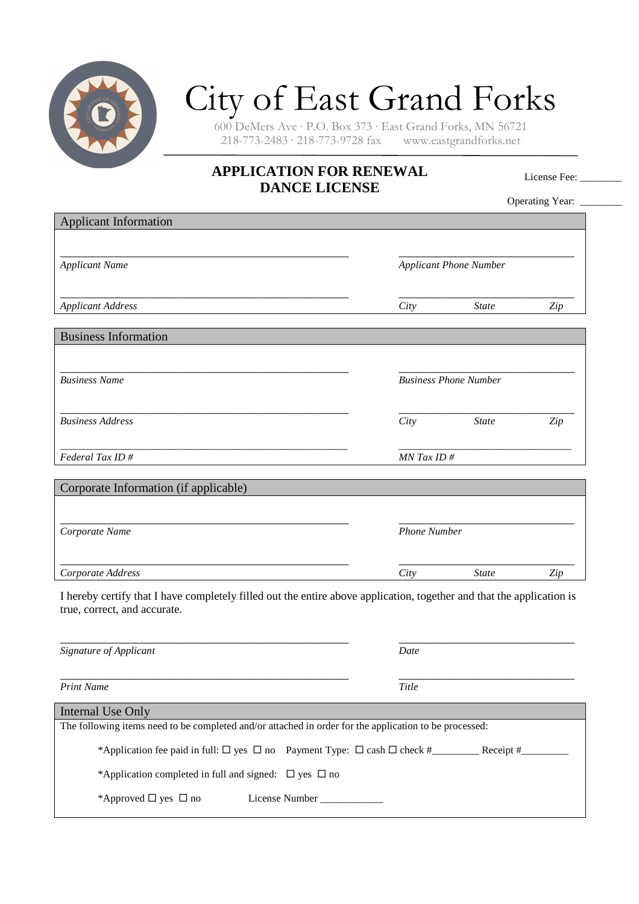# City of East Grand Forks

600 DeMers Ave · P.O. Box 373 · East Grand Forks, MN 56721
218-773-2483 · 218-773-9728 fax    www.eastgrandforks.net

## APPLICATION FOR RENEWAL DANCE LICENSE

License Fee: ________

Operating Year: ________

### Applicant Information

______________________________ ______________________________
*Applicant Name* *Applicant Phone Number*

______________________________ ______________________________
*Applicant Address* *City* *State* *Zip*

### Business Information

______________________________ ______________________________
*Business Name* *Business Phone Number*

______________________________ ______________________________
*Business Address* *City* *State* *Zip*

______________________________ ______________________________
*Federal Tax ID #* *MN Tax ID #*

### Corporate Information (if applicable)

______________________________ ______________________________
*Corporate Name* *Phone Number*

______________________________ ______________________________
*Corporate Address* *City* *State* *Zip*

I hereby certify that I have completely filled out the entire above application, together and that the application is true, correct, and accurate.

______________________________ ______________________________
*Signature of Applicant* *Date*

______________________________ ______________________________
*Print Name* *Title*

### Internal Use Only

The following items need to be completed and/or attached in order for the application to be processed:

*Application fee paid in full: ☐ yes ☐ no  Payment Type: ☐ cash ☐ check #_________ Receipt #_________

*Application completed in full and signed: ☐ yes ☐ no

*Approved ☐ yes ☐ no  License Number ____________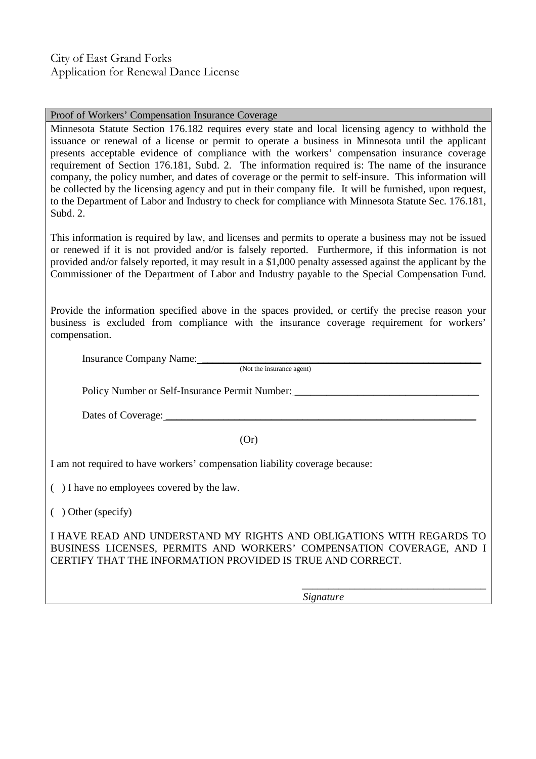City of East Grand Forks
Application for Renewal Dance License

## Proof of Workers' Compensation Insurance Coverage

Minnesota Statute Section 176.182 requires every state and local licensing agency to withhold the issuance or renewal of a license or permit to operate a business in Minnesota until the applicant presents acceptable evidence of compliance with the workers' compensation insurance coverage requirement of Section 176.181, Subd. 2. The information required is: The name of the insurance company, the policy number, and dates of coverage or the permit to self-insure. This information will be collected by the licensing agency and put in their company file. It will be furnished, upon request, to the Department of Labor and Industry to check for compliance with Minnesota Statute Sec. 176.181, Subd. 2.

This information is required by law, and licenses and permits to operate a business may not be issued or renewed if it is not provided and/or is falsely reported. Furthermore, if this information is not provided and/or falsely reported, it may result in a $1,000 penalty assessed against the applicant by the Commissioner of the Department of Labor and Industry payable to the Special Compensation Fund.

Provide the information specified above in the spaces provided, or certify the precise reason your business is excluded from compliance with the insurance coverage requirement for workers' compensation.

Insurance Company Name: ______________________________________________
(Not the insurance agent)

Policy Number or Self-Insurance Permit Number: ______________________________

Dates of Coverage: ______________________________________________________

(Or)

I am not required to have workers' compensation liability coverage because:

( ) I have no employees covered by the law.

( ) Other (specify)

I HAVE READ AND UNDERSTAND MY RIGHTS AND OBLIGATIONS WITH REGARDS TO BUSINESS LICENSES, PERMITS AND WORKERS' COMPENSATION COVERAGE, AND I CERTIFY THAT THE INFORMATION PROVIDED IS TRUE AND CORRECT.

______________________________
*Signature*